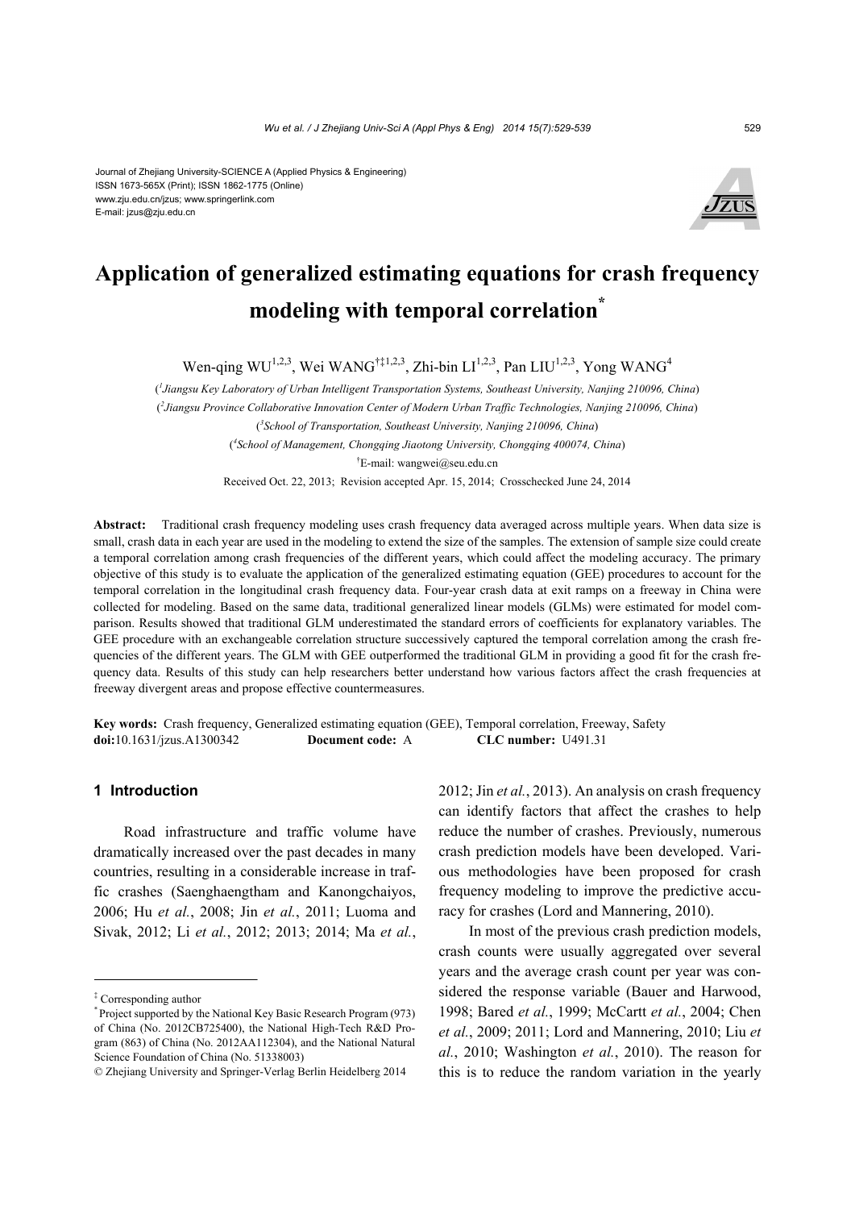Journal of Zhejiang University-SCIENCE A (Applied Physics & Engineering)
ISSN 1673-565X (Print); ISSN 1862-1775 (Online)
www.zju.edu.cn/jzus; www.springerlink.com
E-mail: jzus@zju.edu.cn

# Application of generalized estimating equations for crash frequency modeling with temporal correlation*

Wen-qing WU[1,2,3], Wei WANG[†‡1,2,3], Zhi-bin LI[1,2,3], Pan LIU[1,2,3], Yong WANG[4]

([1]Jiangsu Key Laboratory of Urban Intelligent Transportation Systems, Southeast University, Nanjing 210096, China)

([2]Jiangsu Province Collaborative Innovation Center of Modern Urban Traffic Technologies, Nanjing 210096, China)

([3]School of Transportation, Southeast University, Nanjing 210096, China)

([4]School of Management, Chongqing Jiaotong University, Chongqing 400074, China)

[†]E-mail: wangwei@seu.edu.cn

Received Oct. 22, 2013; Revision accepted Apr. 15, 2014; Crosschecked June 24, 2014

**Abstract:** Traditional crash frequency modeling uses crash frequency data averaged across multiple years. When data size is small, crash data in each year are used in the modeling to extend the size of the samples. The extension of sample size could create a temporal correlation among crash frequencies of the different years, which could affect the modeling accuracy. The primary objective of this study is to evaluate the application of the generalized estimating equation (GEE) procedures to account for the temporal correlation in the longitudinal urban crash frequency data. Four-year crash data at exit ramps on a freeway in China were collected for modeling. Based on the same data, traditional generalized linear models (GLMs) were estimated for model comparison. Results showed that traditional GLM underestimated the standard errors of coefficients for explanatory variables. The GEE procedure with an exchangeable correlation structure successively captured the temporal correlation among the crash frequencies of the different years. The GLM with GEE outperformed the traditional GLM in providing a good fit for the crash frequency data. Results of this study can help researchers better understand how various factors affect the crash frequencies at freeway divergent areas and propose effective countermeasures.

**Key words:** Crash frequency, Generalized estimating equation (GEE), Temporal correlation, Freeway, Safety
**doi:**10.1631/jzus.A1300342 **Document code:** A **CLC number:** U491.31

## 1 Introduction

Road infrastructure and traffic volume have dramatically increased over the past decades in many countries, resulting in a considerable increase in traffic crashes (Saenghaengtham and Kanongchaiyos, 2006; Hu *et al.*, 2008; Jin *et al.*, 2011; Luoma and Sivak, 2012; Li *et al.*, 2012; 2013; 2014; Ma *et al.*, 2012; Jin *et al.*, 2013). An analysis on crash frequency can identify factors that affect the crashes to help reduce the number of crashes. Previously, numerous crash prediction models have been developed. Various methodologies have been proposed for crash frequency modeling to improve the predictive accuracy for crashes (Lord and Mannering, 2010).

In most of the previous crash prediction models, crash counts were usually aggregated over several years and the average crash count per year was considered the response variable (Bauer and Harwood, 1998; Bared *et al.*, 1999; McCartt *et al.*, 2004; Chen *et al.*, 2009; 2011; Lord and Mannering, 2010; Liu *et al.*, 2010; Washington *et al.*, 2010). The reason for this is to reduce the random variation in the yearly

---

‡ Corresponding author

\* Project supported by the National Key Basic Research Program (973) of China (No. 2012CB725400), the National High-Tech R&D Program (863) of China (No. 2012AA112304), and the National Natural Science Foundation of China (No. 51338003)

© Zhejiang University and Springer-Verlag Berlin Heidelberg 2014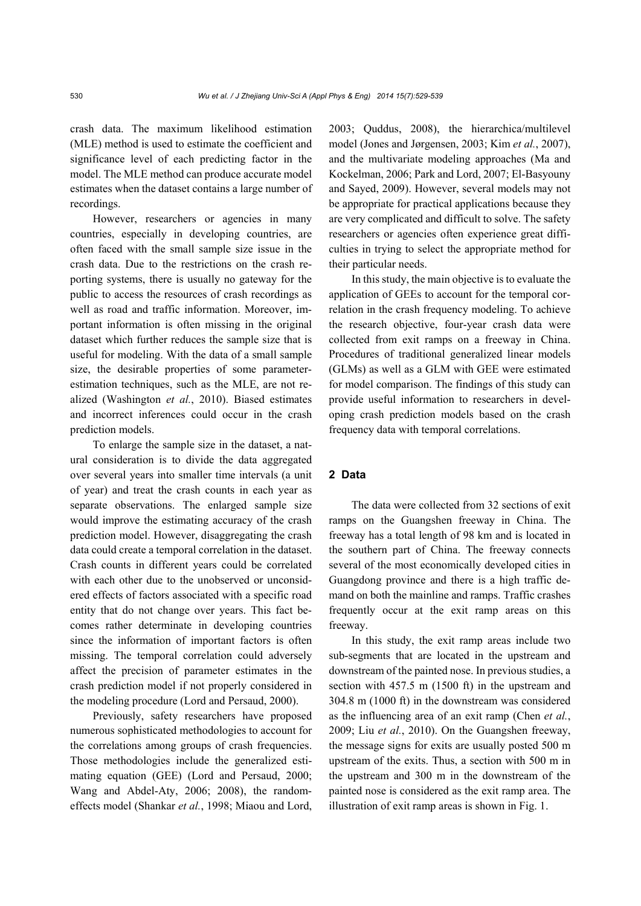crash data. The maximum likelihood estimation (MLE) method is used to estimate the coefficient and significance level of each predicting factor in the model. The MLE method can produce accurate model estimates when the dataset contains a large number of recordings.

However, researchers or agencies in many countries, especially in developing countries, are often faced with the small sample size issue in the crash data. Due to the restrictions on the crash reporting systems, there is usually no gateway for the public to access the resources of crash recordings as well as road and traffic information. Moreover, important information is often missing in the original dataset which further reduces the sample size that is useful for modeling. With the data of a small sample size, the desirable properties of some parameter-estimation techniques, such as the MLE, are not realized (Washington *et al.*, 2010). Biased estimates and incorrect inferences could occur in the crash prediction models.

To enlarge the sample size in the dataset, a natural consideration is to divide the data aggregated over several years into smaller time intervals (a unit of year) and treat the crash counts in each year as separate observations. The enlarged sample size would improve the estimating accuracy of the crash prediction model. However, disaggregating the crash data could create a temporal correlation in the dataset. Crash counts in different years could be correlated with each other due to the unobserved or unconsidered effects of factors associated with a specific road entity that do not change over years. This fact becomes rather determinate in developing countries since the information of important factors is often missing. The temporal correlation could adversely affect the precision of parameter estimates in the crash prediction model if not properly considered in the modeling procedure (Lord and Persaud, 2000).

Previously, safety researchers have proposed numerous sophisticated methodologies to account for the correlations among groups of crash frequencies. Those methodologies include the generalized estimating equation (GEE) (Lord and Persaud, 2000; Wang and Abdel-Aty, 2006; 2008), the random-effects model (Shankar *et al.*, 1998; Miaou and Lord, 2003; Quddus, 2008), the hierarchica/multilevel model (Jones and Jørgensen, 2003; Kim *et al.*, 2007), and the multivariate modeling approaches (Ma and Kockelman, 2006; Park and Lord, 2007; El-Basyouny and Sayed, 2009). However, several models may not be appropriate for practical applications because they are very complicated and difficult to solve. The safety researchers or agencies often experience great difficulties in trying to select the appropriate method for their particular needs.

In this study, the main objective is to evaluate the application of GEEs to account for the temporal correlation in the crash frequency modeling. To achieve the research objective, four-year crash data were collected from exit ramps on a freeway in China. Procedures of traditional generalized linear models (GLMs) as well as a GLM with GEE were estimated for model comparison. The findings of this study can provide useful information to researchers in developing crash prediction models based on the crash frequency data with temporal correlations.

## 2 Data

The data were collected from 32 sections of exit ramps on the Guangshen freeway in China. The freeway has a total length of 98 km and is located in the southern part of China. The freeway connects several of the most economically developed cities in Guangdong province and there is a high traffic demand on both the mainline and ramps. Traffic crashes frequently occur at the exit ramp areas on this freeway.

In this study, the exit ramp areas include two sub-segments that are located in the upstream and downstream of the painted nose. In previous studies, a section with 457.5 m (1500 ft) in the upstream and 304.8 m (1000 ft) in the downstream was considered as the influencing area of an exit ramp (Chen *et al.*, 2009; Liu *et al.*, 2010). On the Guangshen freeway, the message signs for exits are usually posted 500 m upstream of the exits. Thus, a section with 500 m in the upstream and 300 m in the downstream of the painted nose is considered as the exit ramp area. The illustration of exit ramp areas is shown in Fig. 1.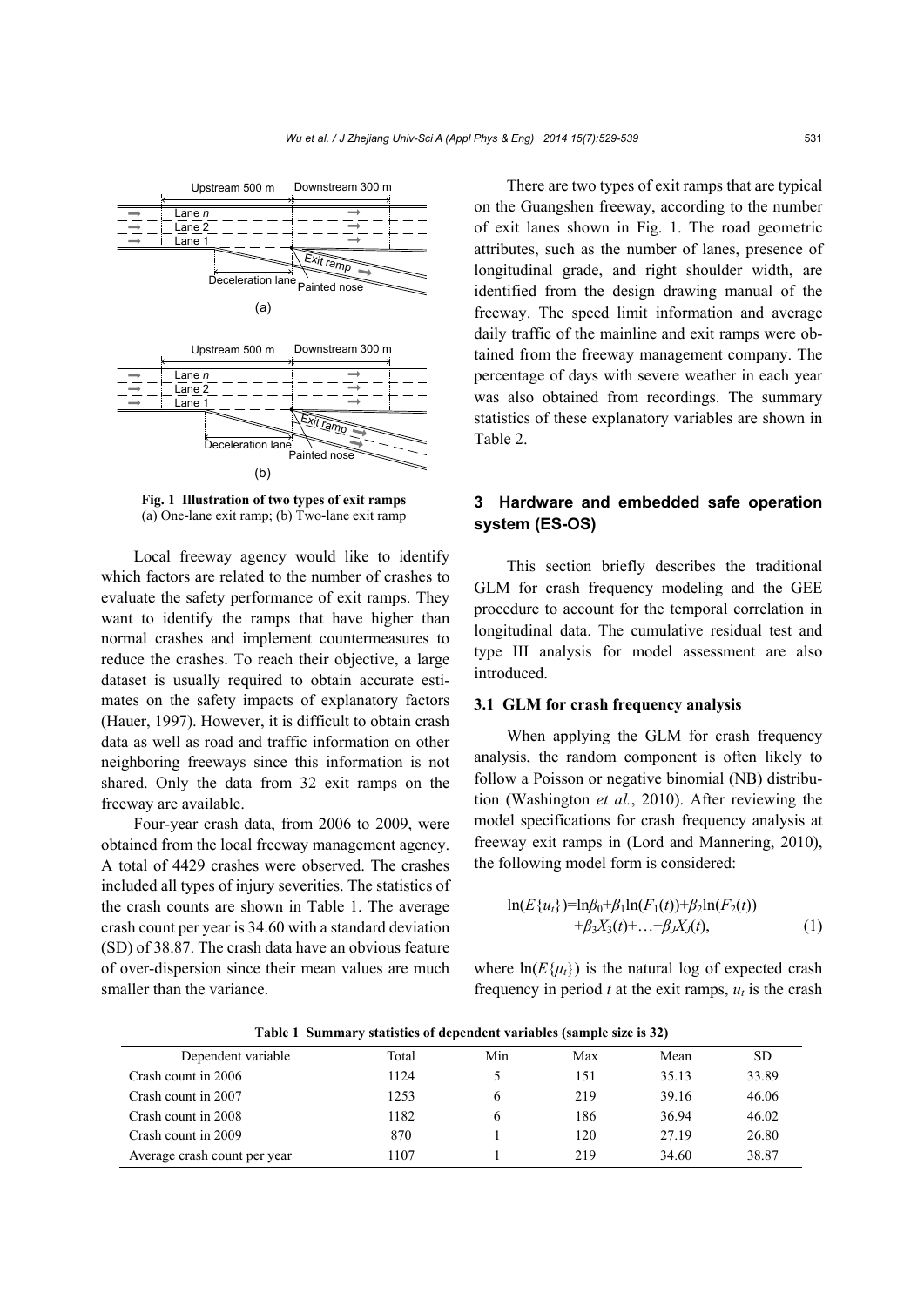Fig. 1 Illustration of two types of exit ramps
(a) One-lane exit ramp; (b) Two-lane exit ramp

Local freeway agency would like to identify which factors are related to the number of crashes to evaluate the safety performance of exit ramps. They want to identify the ramps that have higher than normal crashes and implement countermeasures to reduce the crashes. To reach their objective, a large dataset is usually required to obtain accurate estimates on the safety impacts of explanatory factors (Hauer, 1997). However, it is difficult to obtain crash data as well as road and traffic information on other neighboring freeways since this information is not shared. Only the data from 32 exit ramps on the freeway are available.

Four-year crash data, from 2006 to 2009, were obtained from the local freeway management agency. A total of 4429 crashes were observed. The crashes included all types of injury severities. The statistics of the crash counts are shown in Table 1. The average crash count per year is 34.60 with a standard deviation (SD) of 38.87. The crash data have an obvious feature of over-dispersion since their mean values are much smaller than the variance.

There are two types of exit ramps that are typical on the Guangshen freeway, according to the number of exit lanes shown in Fig. 1. The road geometric attributes, such as the number of lanes, presence of longitudinal grade, and right shoulder width, are identified from the design drawing manual of the freeway. The speed limit information and average daily traffic of the mainline and exit ramps were obtained from the freeway management company. The percentage of days with severe weather in each year was also obtained from recordings. The summary statistics of these explanatory variables are shown in Table 2.

## 3 Hardware and embedded safe operation system (ES-OS)

This section briefly describes the traditional GLM for crash frequency modeling and the GEE procedure to account for the temporal correlation in longitudinal data. The cumulative residual test and type III analysis for model assessment are also introduced.

### 3.1 GLM for crash frequency analysis

When applying the GLM for crash frequency analysis, the random component is often likely to follow a Poisson or negative binomial (NB) distribution (Washington *et al.*, 2010). After reviewing the model specifications for crash frequency analysis at freeway exit ramps in (Lord and Mannering, 2010), the following model form is considered:

$$\ln(E\{u_t\})=\ln\beta_0+\beta_1\ln(F_1(t))+\beta_2\ln(F_2(t))+\beta_3X_3(t)+\ldots+\beta_JX_J(t), \quad (1)$$

where $\ln(E\{\mu_t\})$ is the natural log of expected crash frequency in period $t$ at the exit ramps, $u_t$ is the crash

Table 1 Summary statistics of dependent variables (sample size is 32)

| Dependent variable | Total | Min | Max | Mean | SD |
|---|---|---|---|---|---|
| Crash count in 2006 | 1124 | 5 | 151 | 35.13 | 33.89 |
| Crash count in 2007 | 1253 | 6 | 219 | 39.16 | 46.06 |
| Crash count in 2008 | 1182 | 6 | 186 | 36.94 | 46.02 |
| Crash count in 2009 | 870 | 1 | 120 | 27.19 | 26.80 |
| Average crash count per year | 1107 | 1 | 219 | 34.60 | 38.87 |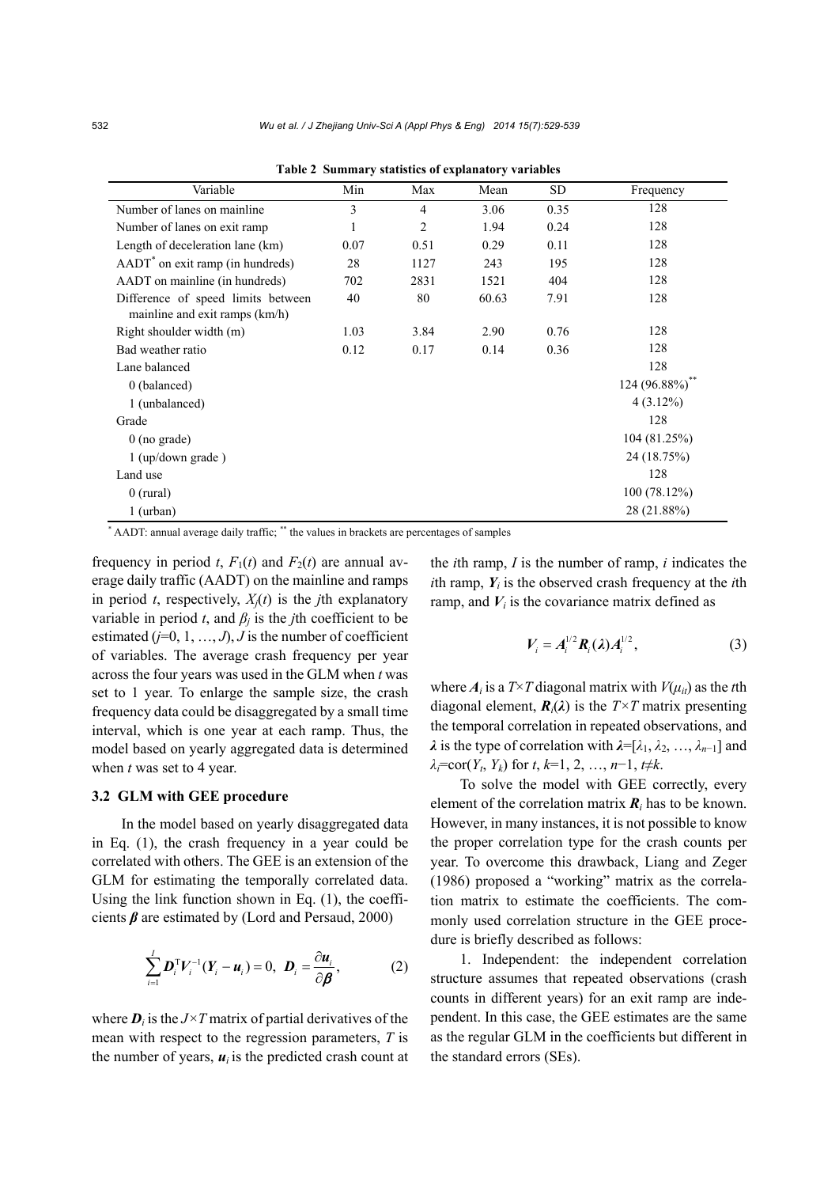**Table 2 Summary statistics of explanatory variables**

| Variable | Min | Max | Mean | SD | Frequency |
|---|---|---|---|---|---|
| Number of lanes on mainline | 3 | 4 | 3.06 | 0.35 | 128 |
| Number of lanes on exit ramp | 1 | 2 | 1.94 | 0.24 | 128 |
| Length of deceleration lane (km) | 0.07 | 0.51 | 0.29 | 0.11 | 128 |
| AADT* on exit ramp (in hundreds) | 28 | 1127 | 243 | 195 | 128 |
| AADT on mainline (in hundreds) | 702 | 2831 | 1521 | 404 | 128 |
| Difference of speed limits between mainline and exit ramps (km/h) | 40 | 80 | 60.63 | 7.91 | 128 |
| Right shoulder width (m) | 1.03 | 3.84 | 2.90 | 0.76 | 128 |
| Bad weather ratio | 0.12 | 0.17 | 0.14 | 0.36 | 128 |
| Lane balanced | | | | | 128 |
| 0 (balanced) | | | | | 124 (96.88%)** |
| 1 (unbalanced) | | | | | 4 (3.12%) |
| Grade | | | | | 128 |
| 0 (no grade) | | | | | 104 (81.25%) |
| 1 (up/down grade ) | | | | | 24 (18.75%) |
| Land use | | | | | 128 |
| 0 (rural) | | | | | 100 (78.12%) |
| 1 (urban) | | | | | 28 (21.88%) |

* AADT: annual average daily traffic; ** the values in brackets are percentages of samples

frequency in period $t$, $F_1(t)$ and $F_2(t)$ are annual average daily traffic (AADT) on the mainline and ramps in period $t$, respectively, $X_j(t)$ is the $j$th explanatory variable in period $t$, and $\beta_j$ is the $j$th coefficient to be estimated ($j$=0, 1, …, $J$), $J$ is the number of coefficient of variables. The average crash frequency per year across the four years was used in the GLM when $t$ was set to 1 year. To enlarge the sample size, the crash frequency data could be disaggregated by a small time interval, which is one year at each ramp. Thus, the model based on yearly aggregated data is determined when $t$ was set to 4 year.

### 3.2 GLM with GEE procedure

In the model based on yearly disaggregated data in Eq. (1), the crash frequency in a year could be correlated with others. The GEE is an extension of the GLM for estimating the temporally correlated data. Using the link function shown in Eq. (1), the coefficients $\boldsymbol{\beta}$ are estimated by (Lord and Persaud, 2000)

$$\sum_{i=1}^{I} \boldsymbol{D}_i^{\mathrm{T}} \boldsymbol{V}_i^{-1} (\boldsymbol{Y}_i - \boldsymbol{u}_i) = 0, \ \boldsymbol{D}_i = \frac{\partial \boldsymbol{u}_i}{\partial \boldsymbol{\beta}}, \tag{2}$$

where $\boldsymbol{D}_i$ is the $J\times T$ matrix of partial derivatives of the mean with respect to the regression parameters, $T$ is the number of years, $\boldsymbol{u}_i$ is the predicted crash count at the $i$th ramp, $I$ is the number of ramp, $i$ indicates the $i$th ramp, $\boldsymbol{Y}_i$ is the observed crash frequency at the $i$th ramp, and $\boldsymbol{V}_i$ is the covariance matrix defined as

$$\boldsymbol{V}_i = \boldsymbol{A}_i^{1/2} \boldsymbol{R}_i(\boldsymbol{\lambda}) \boldsymbol{A}_i^{1/2}, \tag{3}$$

where $\boldsymbol{A}_i$ is a $T\times T$ diagonal matrix with $V(\mu_{it})$ as the $t$th diagonal element, $\boldsymbol{R}_i(\boldsymbol{\lambda})$ is the $T\times T$ matrix presenting the temporal correlation in repeated observations, and $\boldsymbol{\lambda}$ is the type of correlation with $\boldsymbol{\lambda}=[\lambda_1, \lambda_2, \ldots, \lambda_{n-1}]$ and $\lambda_i=\mathrm{cor}(Y_t, Y_k)$ for $t$, $k$=1, 2, …, $n-1$, $t\neq k$.

To solve the model with GEE correctly, every element of the correlation matrix $\boldsymbol{R}_i$ has to be known. However, in many instances, it is not possible to know the proper correlation type for the crash counts per year. To overcome this drawback, Liang and Zeger (1986) proposed a "working" matrix as the correlation matrix to estimate the coefficients. The commonly used correlation structure in the GEE procedure is briefly described as follows:

1. Independent: the independent correlation structure assumes that repeated observations (crash counts in different years) for an exit ramp are independent. In this case, the GEE estimates are the same as the regular GLM in the coefficients but different in the standard errors (SEs).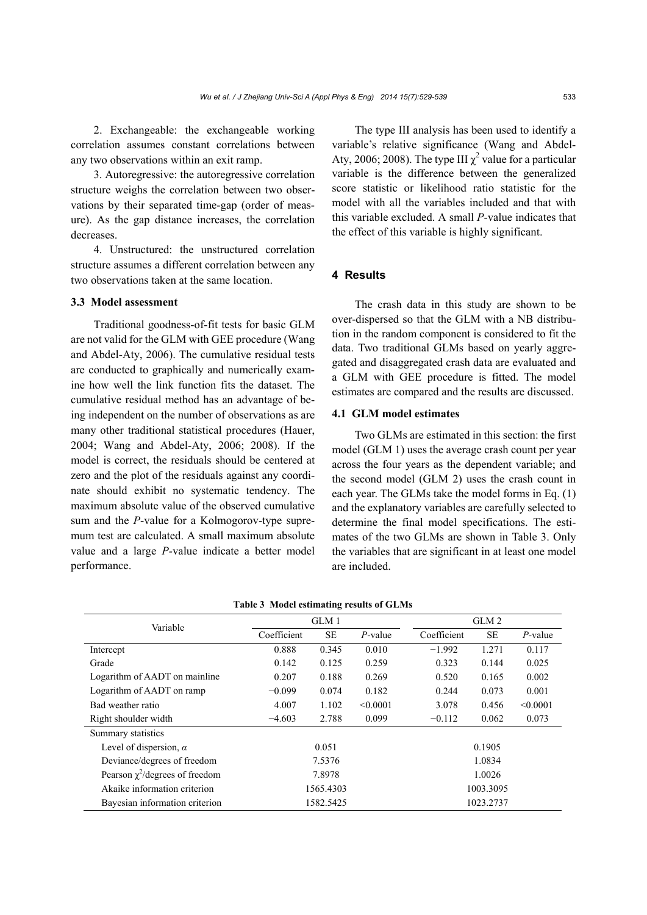2. Exchangeable: the exchangeable working correlation assumes constant correlations between any two observations within an exit ramp.

3. Autoregressive: the autoregressive correlation structure weighs the correlation between two observations by their separated time-gap (order of measure). As the gap distance increases, the correlation decreases.

4. Unstructured: the unstructured correlation structure assumes a different correlation between any two observations taken at the same location.

### 3.3 Model assessment

Traditional goodness-of-fit tests for basic GLM are not valid for the GLM with GEE procedure (Wang and Abdel-Aty, 2006). The cumulative residual tests are conducted to graphically and numerically examine how well the link function fits the dataset. The cumulative residual method has an advantage of being independent on the number of observations as are many other traditional statistical procedures (Hauer, 2004; Wang and Abdel-Aty, 2006; 2008). If the model is correct, the residuals should be centered at zero and the plot of the residuals against any coordinate should exhibit no systematic tendency. The maximum absolute value of the observed cumulative sum and the *P*-value for a Kolmogorov-type supremum test are calculated. A small maximum absolute value and a large *P*-value indicate a better model performance.

The type III analysis has been used to identify a variable's relative significance (Wang and Abdel-Aty, 2006; 2008). The type III $\chi^2$ value for a particular variable is the difference between the generalized score statistic or likelihood ratio statistic for the model with all the variables included and that with this variable excluded. A small *P*-value indicates that the effect of this variable is highly significant.

## 4 Results

The crash data in this study are shown to be over-dispersed so that the GLM with a NB distribution in the random component is considered to fit the data. Two traditional GLMs based on yearly aggregated and disaggregated crash data are evaluated and a GLM with GEE procedure is fitted. The model estimates are compared and the results are discussed.

### 4.1 GLM model estimates

Two GLMs are estimated in this section: the first model (GLM 1) uses the average crash count per year across the four years as the dependent variable; and the second model (GLM 2) uses the crash count in each year. The GLMs take the model forms in Eq. (1) and the explanatory variables are carefully selected to determine the final model specifications. The estimates of the two GLMs are shown in Table 3. Only the variables that are significant in at least one model are included.

**Table 3 Model estimating results of GLMs**

| Variable | GLM 1 | | | GLM 2 | | |
|---|---|---|---|---|---|---|
| | Coefficient | SE | *P*-value | Coefficient | SE | *P*-value |
| Intercept | 0.888 | 0.345 | 0.010 | −1.992 | 1.271 | 0.117 |
| Grade | 0.142 | 0.125 | 0.259 | 0.323 | 0.144 | 0.025 |
| Logarithm of AADT on mainline | 0.207 | 0.188 | 0.269 | 0.520 | 0.165 | 0.002 |
| Logarithm of AADT on ramp | −0.099 | 0.074 | 0.182 | 0.244 | 0.073 | 0.001 |
| Bad weather ratio | 4.007 | 1.102 | <0.0001 | 3.078 | 0.456 | <0.0001 |
| Right shoulder width | −4.603 | 2.788 | 0.099 | −0.112 | 0.062 | 0.073 |
| Summary statistics | | | | | | |
| Level of dispersion, $\alpha$ | 0.051 | | | 0.1905 | | |
| Deviance/degrees of freedom | 7.5376 | | | 1.0834 | | |
| Pearson $\chi^2$/degrees of freedom | 7.8978 | | | 1.0026 | | |
| Akaike information criterion | 1565.4303 | | | 1003.3095 | | |
| Bayesian information criterion | 1582.5425 | | | 1023.2737 | | |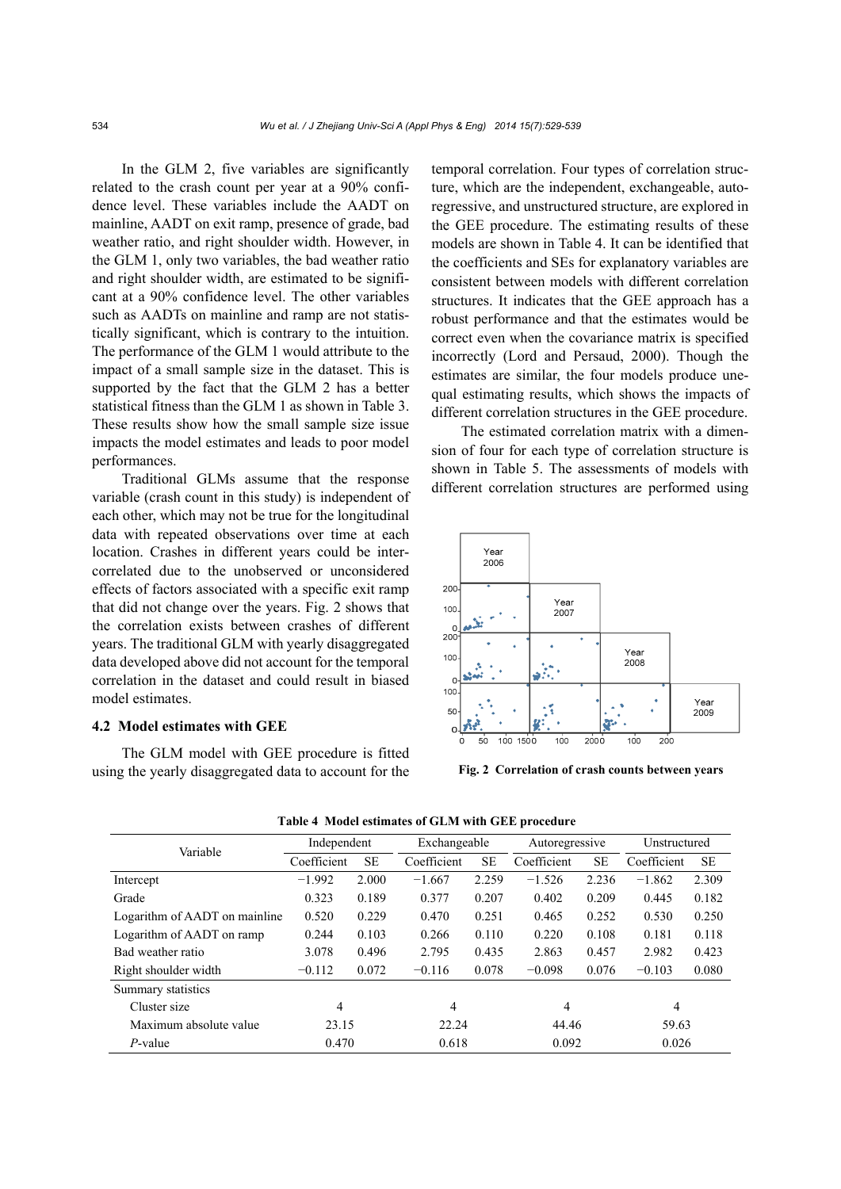In the GLM 2, five variables are significantly related to the crash count per year at a 90% confidence level. These variables include the AADT on mainline, AADT on exit ramp, presence of grade, bad weather ratio, and right shoulder width. However, in the GLM 1, only two variables, the bad weather ratio and right shoulder width, are estimated to be significant at a 90% confidence level. The other variables such as AADTs on mainline and ramp are not statistically significant, which is contrary to the intuition. The performance of the GLM 1 would attribute to the impact of a small sample size in the dataset. This is supported by the fact that the GLM 2 has a better statistical fitness than the GLM 1 as shown in Table 3. These results show how the small sample size issue impacts the model estimates and leads to poor model performances.

Traditional GLMs assume that the response variable (crash count in this study) is independent of each other, which may not be true for the longitudinal data with repeated observations over time at each location. Crashes in different years could be intercorrelated due to the unobserved or unconsidered effects of factors associated with a specific exit ramp that did not change over the years. Fig. 2 shows that the correlation exists between crashes of different years. The traditional GLM with yearly disaggregated data developed above did not account for the temporal correlation in the dataset and could result in biased model estimates.

### 4.2 Model estimates with GEE

The GLM model with GEE procedure is fitted using the yearly disaggregated data to account for the temporal correlation. Four types of correlation structure, which are the independent, exchangeable, autoregressive, and unstructured structure, are explored in the GEE procedure. The estimating results of these models are shown in Table 4. It can be identified that the coefficients and SEs for explanatory variables are consistent between models with different correlation structures. It indicates that the GEE approach has a robust performance and that the estimates would be correct even when the covariance matrix is specified incorrectly (Lord and Persaud, 2000). Though the estimates are similar, the four models produce unequal estimating results, which shows the impacts of different correlation structures in the GEE procedure.

The estimated correlation matrix with a dimension of four for each type of correlation structure is shown in Table 5. The assessments of models with different correlation structures are performed using

**Fig. 2 Correlation of crash counts between years**

**Table 4 Model estimates of GLM with GEE procedure**

| Variable | Independent | | Exchangeable | | Autoregressive | | Unstructured | |
|---|---|---|---|---|---|---|---|---|
| | Coefficient | SE | Coefficient | SE | Coefficient | SE | Coefficient | SE |
| Intercept | −1.992 | 2.000 | −1.667 | 2.259 | −1.526 | 2.236 | −1.862 | 2.309 |
| Grade | 0.323 | 0.189 | 0.377 | 0.207 | 0.402 | 0.209 | 0.445 | 0.182 |
| Logarithm of AADT on mainline | 0.520 | 0.229 | 0.470 | 0.251 | 0.465 | 0.252 | 0.530 | 0.250 |
| Logarithm of AADT on ramp | 0.244 | 0.103 | 0.266 | 0.110 | 0.220 | 0.108 | 0.181 | 0.118 |
| Bad weather ratio | 3.078 | 0.496 | 2.795 | 0.435 | 2.863 | 0.457 | 2.982 | 0.423 |
| Right shoulder width | −0.112 | 0.072 | −0.116 | 0.078 | −0.098 | 0.076 | −0.103 | 0.080 |
| Summary statistics | | | | | | | | |
| Cluster size | 4 | | 4 | | 4 | | 4 | |
| Maximum absolute value | 23.15 | | 22.24 | | 44.46 | | 59.63 | |
| *P*-value | 0.470 | | 0.618 | | 0.092 | | 0.026 | |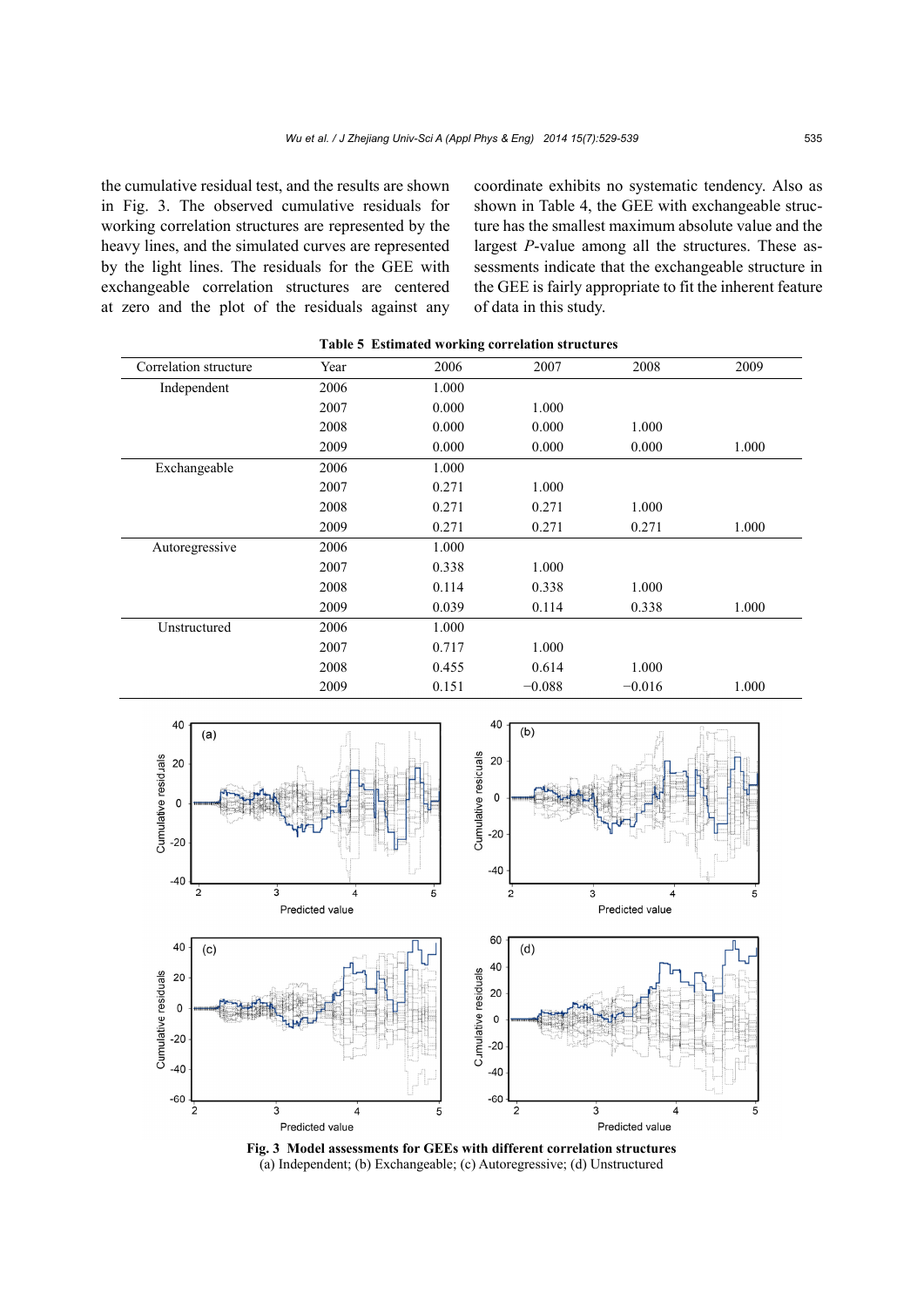the cumulative residual test, and the results are shown in Fig. 3. The observed cumulative residuals for working correlation structures are represented by the heavy lines, and the simulated curves are represented by the light lines. The residuals for the GEE with exchangeable correlation structures are centered at zero and the plot of the residuals against any coordinate exhibits no systematic tendency. Also as shown in Table 4, the GEE with exchangeable structure has the smallest maximum absolute value and the largest *P*-value among all the structures. These assessments indicate that the exchangeable structure in the GEE is fairly appropriate to fit the inherent feature of data in this study.

**Table 5 Estimated working correlation structures**

| Correlation structure | Year | 2006 | 2007 | 2008 | 2009 |
|---|---|---|---|---|---|
| Independent | 2006 | 1.000 | | | |
| | 2007 | 0.000 | 1.000 | | |
| | 2008 | 0.000 | 0.000 | 1.000 | |
| | 2009 | 0.000 | 0.000 | 0.000 | 1.000 |
| Exchangeable | 2006 | 1.000 | | | |
| | 2007 | 0.271 | 1.000 | | |
| | 2008 | 0.271 | 0.271 | 1.000 | |
| | 2009 | 0.271 | 0.271 | 0.271 | 1.000 |
| Autoregressive | 2006 | 1.000 | | | |
| | 2007 | 0.338 | 1.000 | | |
| | 2008 | 0.114 | 0.338 | 1.000 | |
| | 2009 | 0.039 | 0.114 | 0.338 | 1.000 |
| Unstructured | 2006 | 1.000 | | | |
| | 2007 | 0.717 | 1.000 | | |
| | 2008 | 0.455 | 0.614 | 1.000 | |
| | 2009 | 0.151 | −0.088 | −0.016 | 1.000 |

**Fig. 3 Model assessments for GEEs with different correlation structures**
(a) Independent; (b) Exchangeable; (c) Autoregressive; (d) Unstructured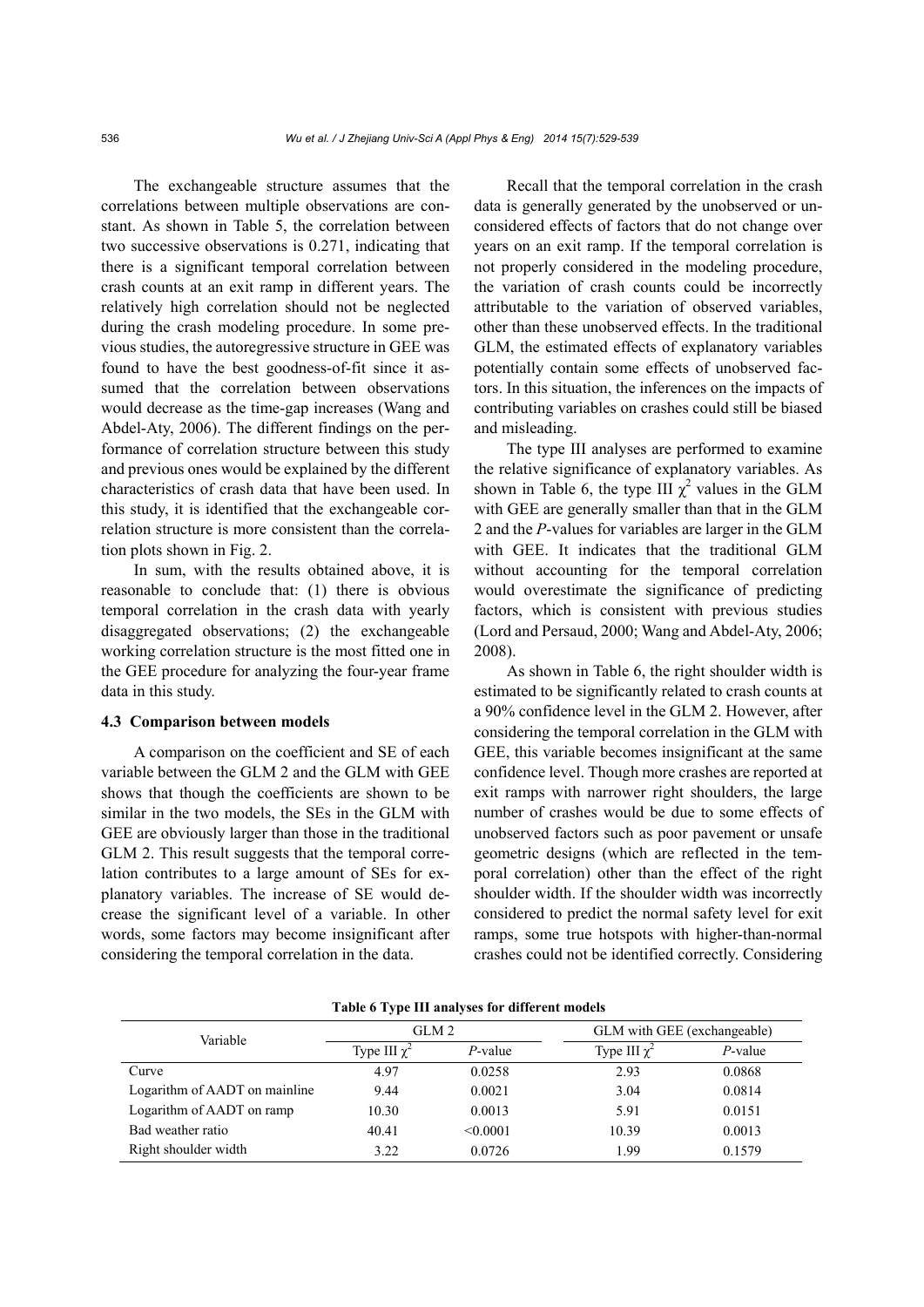The exchangeable structure assumes that the correlations between multiple observations are constant. As shown in Table 5, the correlation between two successive observations is 0.271, indicating that there is a significant temporal correlation between crash counts at an exit ramp in different years. The relatively high correlation should not be neglected during the crash modeling procedure. In some previous studies, the autoregressive structure in GEE was found to have the best goodness-of-fit since it assumed that the correlation between observations would decrease as the time-gap increases (Wang and Abdel-Aty, 2006). The different findings on the performance of correlation structure between this study and previous ones would be explained by the different characteristics of crash data that have been used. In this study, it is identified that the exchangeable correlation structure is more consistent than the correlation plots shown in Fig. 2.

In sum, with the results obtained above, it is reasonable to conclude that: (1) there is obvious temporal correlation in the crash data with yearly disaggregated observations; (2) the exchangeable working correlation structure is the most fitted one in the GEE procedure for analyzing the four-year frame data in this study.

### 4.3 Comparison between models

A comparison on the coefficient and SE of each variable between the GLM 2 and the GLM with GEE shows that though the coefficients are shown to be similar in the two models, the SEs in the GLM with GEE are obviously larger than those in the traditional GLM 2. This result suggests that the temporal correlation contributes to a large amount of SEs for explanatory variables. The increase of SE would decrease the significant level of a variable. In other words, some factors may become insignificant after considering the temporal correlation in the data.

Recall that the temporal correlation in the crash data is generally generated by the unobserved or unconsidered effects of factors that do not change over years on an exit ramp. If the temporal correlation is not properly considered in the modeling procedure, the variation of crash counts could be incorrectly attributable to the variation of observed variables, other than these unobserved effects. In the traditional GLM, the estimated effects of explanatory variables potentially contain some effects of unobserved factors. In this situation, the inferences on the impacts of contributing variables on crashes could still be biased and misleading.

The type III analyses are performed to examine the relative significance of explanatory variables. As shown in Table 6, the type III $\chi^2$ values in the GLM with GEE are generally smaller than that in the GLM 2 and the *P*-values for variables are larger in the GLM with GEE. It indicates that the traditional GLM without accounting for the temporal correlation would overestimate the significance of predicting factors, which is consistent with previous studies (Lord and Persaud, 2000; Wang and Abdel-Aty, 2006; 2008).

As shown in Table 6, the right shoulder width is estimated to be significantly related to crash counts at a 90% confidence level in the GLM 2. However, after considering the temporal correlation in the GLM with GEE, this variable becomes insignificant at the same confidence level. Though more crashes are reported at exit ramps with narrower right shoulders, the large number of crashes would be due to some effects of unobserved factors such as poor pavement or unsafe geometric designs (which are reflected in the temporal correlation) other than the effect of the right shoulder width. If the shoulder width was incorrectly considered to predict the normal safety level for exit ramps, some true hotspots with higher-than-normal crashes could not be identified correctly. Considering

**Table 6 Type III analyses for different models**

| Variable | GLM 2 | | GLM with GEE (exchangeable) | |
|---|---|---|---|---|
| | Type III $\chi^2$ | *P*-value | Type III $\chi^2$ | *P*-value |
| Curve | 4.97 | 0.0258 | 2.93 | 0.0868 |
| Logarithm of AADT on mainline | 9.44 | 0.0021 | 3.04 | 0.0814 |
| Logarithm of AADT on ramp | 10.30 | 0.0013 | 5.91 | 0.0151 |
| Bad weather ratio | 40.41 | <0.0001 | 10.39 | 0.0013 |
| Right shoulder width | 3.22 | 0.0726 | 1.99 | 0.1579 |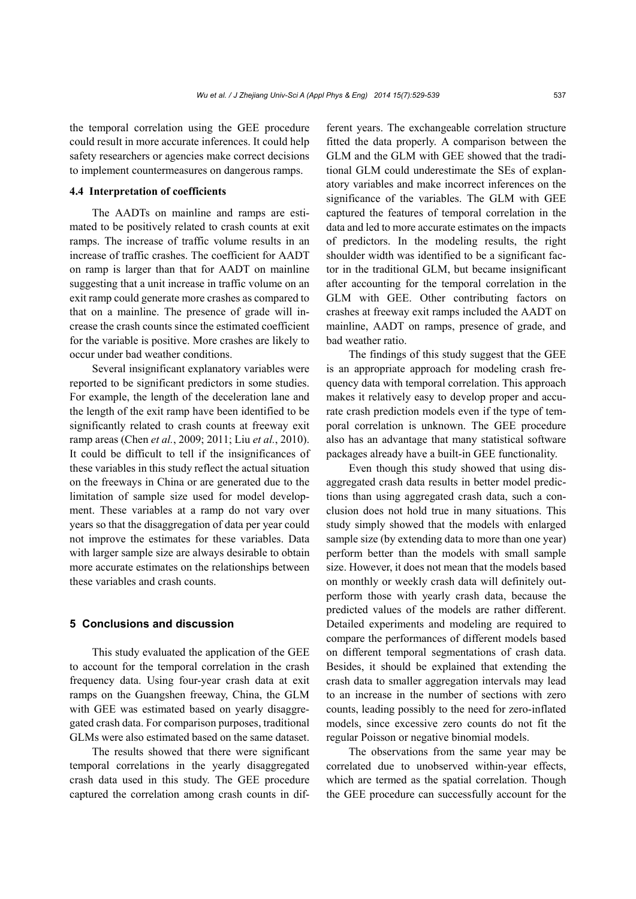the temporal correlation using the GEE procedure could result in more accurate inferences. It could help safety researchers or agencies make correct decisions to implement countermeasures on dangerous ramps.

### 4.4 Interpretation of coefficients

The AADTs on mainline and ramps are estimated to be positively related to crash counts at exit ramps. The increase of traffic volume results in an increase of traffic crashes. The coefficient for AADT on ramp is larger than that for AADT on mainline suggesting that a unit increase in traffic volume on an exit ramp could generate more crashes as compared to that on a mainline. The presence of grade will increase the crash counts since the estimated coefficient for the variable is positive. More crashes are likely to occur under bad weather conditions.

Several insignificant explanatory variables were reported to be significant predictors in some studies. For example, the length of the deceleration lane and the length of the exit ramp have been identified to be significantly related to crash counts at freeway exit ramp areas (Chen *et al.*, 2009; 2011; Liu *et al.*, 2010). It could be difficult to tell if the insignificances of these variables in this study reflect the actual situation on the freeways in China or are generated due to the limitation of sample size used for model development. These variables at a ramp do not vary over years so that the disaggregation of data per year could not improve the estimates for these variables. Data with larger sample size are always desirable to obtain more accurate estimates on the relationships between these variables and crash counts.

## 5 Conclusions and discussion

This study evaluated the application of the GEE to account for the temporal correlation in the crash frequency data. Using four-year crash data at exit ramps on the Guangshen freeway, China, the GLM with GEE was estimated based on yearly disaggregated crash data. For comparison purposes, traditional GLMs were also estimated based on the same dataset.

The results showed that there were significant temporal correlations in the yearly disaggregated crash data used in this study. The GEE procedure captured the correlation among crash counts in different years. The exchangeable correlation structure fitted the data properly. A comparison between the GLM and the GLM with GEE showed that the traditional GLM could underestimate the SEs of explanatory variables and make incorrect inferences on the significance of the variables. The GLM with GEE captured the features of temporal correlation in the data and led to more accurate estimates on the impacts of predictors. In the modeling results, the right shoulder width was identified to be a significant factor in the traditional GLM, but became insignificant after accounting for the temporal correlation in the GLM with GEE. Other contributing factors on crashes at freeway exit ramps included the AADT on mainline, AADT on ramps, presence of grade, and bad weather ratio.

The findings of this study suggest that the GEE is an appropriate approach for modeling crash frequency data with temporal correlation. This approach makes it relatively easy to develop proper and accurate crash prediction models even if the type of temporal correlation is unknown. The GEE procedure also has an advantage that many statistical software packages already have a built-in GEE functionality.

Even though this study showed that using disaggregated crash data results in better model predictions than using aggregated crash data, such a conclusion does not hold true in many situations. This study simply showed that the models with enlarged sample size (by extending data to more than one year) perform better than the models with small sample size. However, it does not mean that the models based on monthly or weekly crash data will definitely outperform those with yearly crash data, because the predicted values of the models are rather different. Detailed experiments and modeling are required to compare the performances of different models based on different temporal segmentations of crash data. Besides, it should be explained that extending the crash data to smaller aggregation intervals may lead to an increase in the number of sections with zero counts, leading possibly to the need for zero-inflated models, since excessive zero counts do not fit the regular Poisson or negative binomial models.

The observations from the same year may be correlated due to unobserved within-year effects, which are termed as the spatial correlation. Though the GEE procedure can successfully account for the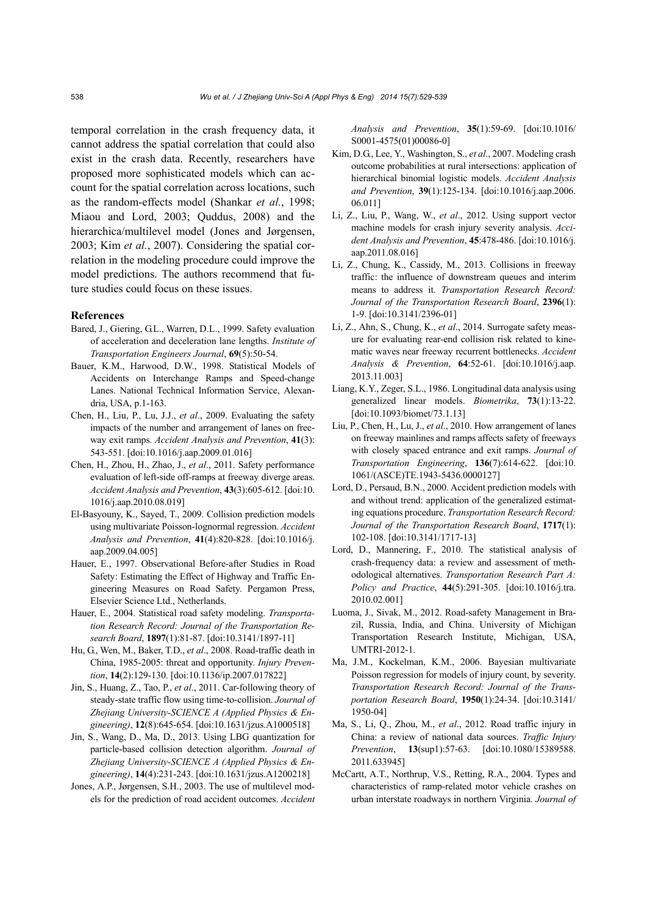temporal correlation in the crash frequency data, it cannot address the spatial correlation that could also exist in the crash data. Recently, researchers have proposed more sophisticated models which can account for the spatial correlation across locations, such as the random-effects model (Shankar *et al.*, 1998; Miaou and Lord, 2003; Quddus, 2008) and the hierarchica/multilevel model (Jones and Jørgensen, 2003; Kim *et al.*, 2007). Considering the spatial correlation in the modeling procedure could improve the model predictions. The authors recommend that future studies could focus on these issues.

## References

Bared, J., Giering, G.L., Warren, D.L., 1999. Safety evaluation of acceleration and deceleration lane lengths. *Institute of Transportation Engineers Journal*, **69**(5):50-54.

Bauer, K.M., Harwood, D.W., 1998. Statistical Models of Accidents on Interchange Ramps and Speed-change Lanes. National Technical Information Service, Alexandria, USA, p.1-163.

Chen, H., Liu, P., Lu, J.J., *et al*., 2009. Evaluating the safety impacts of the number and arrangement of lanes on freeway exit ramps. *Accident Analysis and Prevention*, **41**(3): 543-551. [doi:10.1016/j.aap.2009.01.016]

Chen, H., Zhou, H., Zhao, J., *et al*., 2011. Safety performance evaluation of left-side off-ramps at freeway diverge areas. *Accident Analysis and Prevention*, **43**(3):605-612. [doi:10.1016/j.aap.2010.08.019]

El-Basyouny, K., Sayed, T., 2009. Collision prediction models using multivariate Poisson-lognormal regression. *Accident Analysis and Prevention*, **41**(4):820-828. [doi:10.1016/j.aap.2009.04.005]

Hauer, E., 1997. Observational Before-after Studies in Road Safety: Estimating the Effect of Highway and Traffic Engineering Measures on Road Safety. Pergamon Press, Elsevier Science Ltd., Netherlands.

Hauer, E., 2004. Statistical road safety modeling. *Transportation Research Record: Journal of the Transportation Research Board*, **1897**(1):81-87. [doi:10.3141/1897-11]

Hu, G., Wen, M., Baker, T.D., *et al*., 2008. Road-traffic death in China, 1985-2005: threat and opportunity. *Injury Prevention*, **14**(2):129-130. [doi:10.1136/ip.2007.017822]

Jin, S., Huang, Z., Tao, P., *et al*., 2011. Car-following theory of steady-state traffic flow using time-to-collision. *Journal of Zhejiang University-SCIENCE A (Applied Physics & Engineering)*, **12**(8):645-654. [doi:10.1631/jzus.A1000518]

Jin, S., Wang, D., Ma, D., 2013. Using LBG quantization for particle-based collision detection algorithm. *Journal of Zhejiang University-SCIENCE A (Applied Physics & Engineering)*, **14**(4):231-243. [doi:10.1631/jzus.A1200218]

Jones, A.P., Jørgensen, S.H., 2003. The use of multilevel models for the prediction of road accident outcomes. *Accident Analysis and Prevention*, **35**(1):59-69. [doi:10.1016/S0001-4575(01)00086-0]

Kim, D.G., Lee, Y., Washington, S., *et al*., 2007. Modeling crash outcome probabilities at rural intersections: application of hierarchical binomial logistic models. *Accident Analysis and Prevention*, **39**(1):125-134. [doi:10.1016/j.aap.2006.06.011]

Li, Z., Liu, P., Wang, W., *et al*., 2012. Using support vector machine models for crash injury severity analysis. *Accident Analysis and Prevention*, **45**:478-486. [doi:10.1016/j.aap.2011.08.016]

Li, Z., Chung, K., Cassidy, M., 2013. Collisions in freeway traffic: the influence of downstream queues and interim means to address it. *Transportation Research Record: Journal of the Transportation Research Board*, **2396**(1): 1-9. [doi:10.3141/2396-01]

Li, Z., Ahn, S., Chung, K., *et al*., 2014. Surrogate safety measure for evaluating rear-end collision risk related to kinematic waves near freeway recurrent bottlenecks. *Accident Analysis & Prevention*, **64**:52-61. [doi:10.1016/j.aap.2013.11.003]

Liang, K.Y., Zeger, S.L., 1986. Longitudinal data analysis using generalized linear models. *Biometrika*, **73**(1):13-22. [doi:10.1093/biomet/73.1.13]

Liu, P., Chen, H., Lu, J., *et al*., 2010. How arrangement of lanes on freeway mainlines and ramps affects safety of freeways with closely spaced entrance and exit ramps. *Journal of Transportation Engineering*, **136**(7):614-622. [doi:10.1061/(ASCE)TE.1943-5436.0000127]

Lord, D., Persaud, B.N., 2000. Accident prediction models with and without trend: application of the generalized estimating equations procedure. *Transportation Research Record: Journal of the Transportation Research Board*, **1717**(1): 102-108. [doi:10.3141/1717-13]

Lord, D., Mannering, F., 2010. The statistical analysis of crash-frequency data: a review and assessment of methodological alternatives. *Transportation Research Part A: Policy and Practice*, **44**(5):291-305. [doi:10.1016/j.tra.2010.02.001]

Luoma, J., Sivak, M., 2012. Road-safety Management in Brazil, Russia, India, and China. University of Michigan Transportation Research Institute, Michigan, USA, UMTRI-2012-1.

Ma, J.M., Kockelman, K.M., 2006. Bayesian multivariate Poisson regression for models of injury count, by severity. *Transportation Research Record: Journal of the Transportation Research Board*, **1950**(1):24-34. [doi:10.3141/1950-04]

Ma, S., Li, Q., Zhou, M., *et al*., 2012. Road traffic injury in China: a review of national data sources. *Traffic Injury Prevention*, **13**(sup1):57-63. [doi:10.1080/15389588.2011.633945]

McCartt, A.T., Northrup, V.S., Retting, R.A., 2004. Types and characteristics of ramp-related motor vehicle crashes on urban interstate roadways in northern Virginia. *Journal of*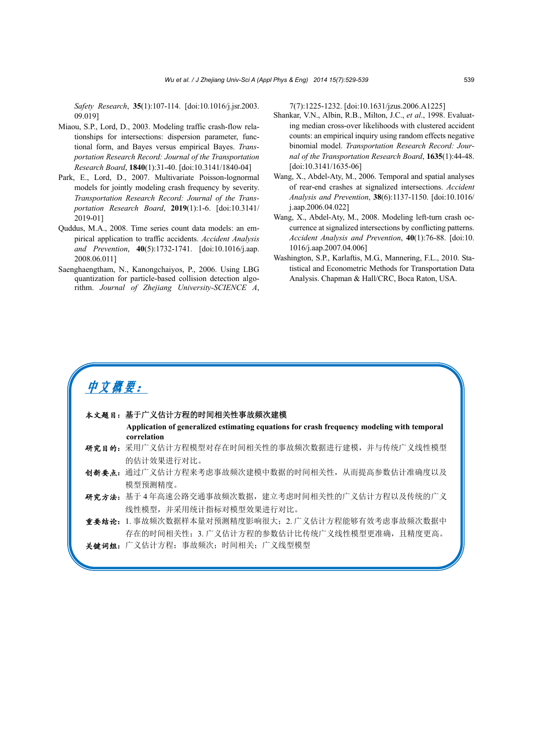Safety Research, **35**(1):107-114. [doi:10.1016/j.jsr.2003.09.019]

Miaou, S.P., Lord, D., 2003. Modeling traffic crash-flow relationships for intersections: dispersion parameter, functional form, and Bayes versus empirical Bayes. *Transportation Research Record: Journal of the Transportation Research Board*, **1840**(1):31-40. [doi:10.3141/1840-04]

Park, E., Lord, D., 2007. Multivariate Poisson-lognormal models for jointly modeling crash frequency by severity. *Transportation Research Record: Journal of the Transportation Research Board*, **2019**(1):1-6. [doi:10.3141/2019-01]

Quddus, M.A., 2008. Time series count data models: an empirical application to traffic accidents. *Accident Analysis and Prevention*, **40**(5):1732-1741. [doi:10.1016/j.aap.2008.06.011]

Saenghaengtham, N., Kanongchaiyos, P., 2006. Using LBG quantization for particle-based collision detection algorithm. *Journal of Zhejiang University-SCIENCE A*, 7(7):1225-1232. [doi:10.1631/jzus.2006.A1225]

Shankar, V.N., Albin, R.B., Milton, J.C., *et al*., 1998. Evaluating median cross-over likelihoods with clustered accident counts: an empirical inquiry using random effects negative binomial model. *Transportation Research Record: Journal of the Transportation Research Board*, **1635**(1):44-48. [doi:10.3141/1635-06]

Wang, X., Abdel-Aty, M., 2006. Temporal and spatial analyses of rear-end crashes at signalized intersections. *Accident Analysis and Prevention*, **38**(6):1137-1150. [doi:10.1016/j.aap.2006.04.022]

Wang, X., Abdel-Aty, M., 2008. Modeling left-turn crash occurrence at signalized intersections by conflicting patterns. *Accident Analysis and Prevention*, **40**(1):76-88. [doi:10.1016/j.aap.2007.04.006]

Washington, S.P., Karlaftis, M.G., Mannering, F.L., 2010. Statistical and Econometric Methods for Transportation Data Analysis. Chapman & Hall/CRC, Boca Raton, USA.

## 中文概要：

**本文题目：** 基于广义估计方程的时间相关性事故频次建模

**Application of generalized estimating equations for crash frequency modeling with temporal correlation**

**研究目的：** 采用广义估计方程模型对存在时间相关性的事故频次数据进行建模，并与传统广义线性模型的估计效果进行对比。

**创新要点：** 通过广义估计方程来考虑事故频次建模中数据的时间相关性，从而提高参数估计准确度以及模型预测精度。

**研究方法：** 基于4年高速公路交通事故频次数据，建立考虑时间相关性的广义估计方程以及传统的广义线性模型，并采用统计指标对模型效果进行对比。

**重要结论：** 1. 事故频次数据样本量对预测精度影响很大；2. 广义估计方程能够有效考虑事故频次数据中存在的时间相关性；3. 广义估计方程的参数估计比传统广义线性模型更准确，且精度更高。

**关键词组：** 广义估计方程；事故频次；时间相关；广义线型模型